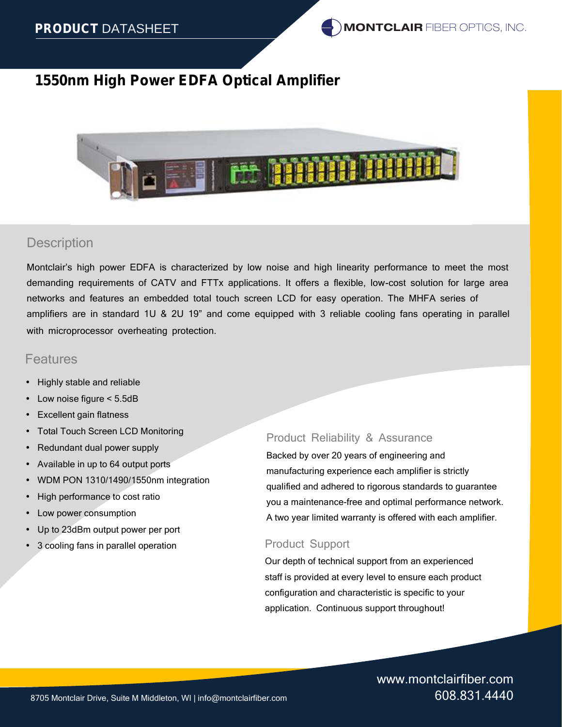PRODUCT DATASHEET

MONTCLAIR FIBER OPTICS, INC.

# 1550nm High Power EDFA Optical Amplifier

## Description

Montclair's high power EDFA is characterized by low noise and high linearity performance to meet the most demanding requirements of CATV and FTTx applications. It offers a flexible, low-cost solution for large area networks and features an embedded total touch screen LCD for easy operation. The MHFA series of amplifiers are in standard 1U & 2U 19" and come equipped with 3 reliable cooling fans operating in parallel with microprocessor overheating protection.

## Features

- Highly stable and reliable
- Low noise figure < 5.5dB
- Excellent gain flatness
- Total Touch Screen LCD Monitoring
- Redundant dual power supply
- Available in up to 64 output ports
- WDM PON 1310/1490/1550nm integration
- High performance to cost ratio
- Low power consumption
- Up to 23dBm output power per port
- 3 cooling fans in parallel operation

## Product Reliability & Assurance

Backed by over 20 years of engineering and manufacturing experience each amplifier is strictly qualified and adhered to rigorous standards to guarantee you a maintenance-free and optimal performance network. A two year limited warranty is offered with each amplifier.

## Product Support

Our depth of technical support from an experienced staff is provided at every level to ensure each product configuration and characteristic is specific to your application. Continuous support throughout!

www.montclairfiber.com
608.831.4440

8705 Montclair Drive, Suite M Middleton, WI | info@montclairfiber.com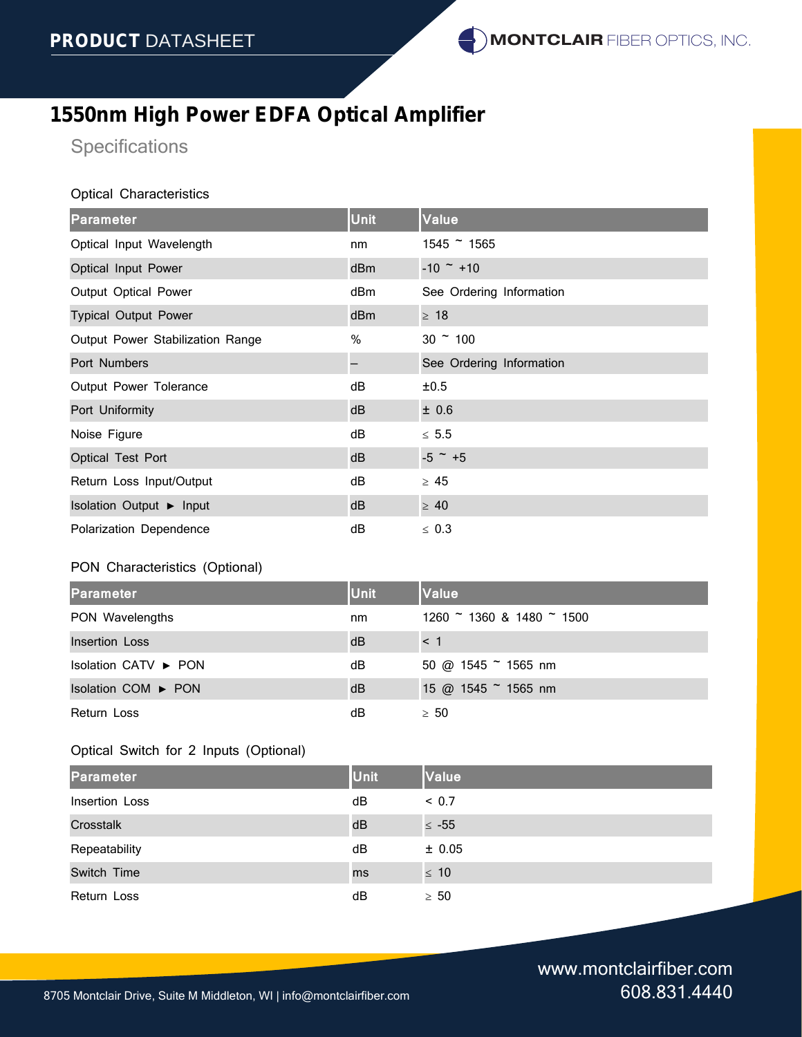# 1550nm High Power EDFA Optical Amplifier

## Specifications

### Optical Characteristics

| Parameter | Unit | Value |
|---|---|---|
| Optical Input Wavelength | nm | 1545 ~ 1565 |
| Optical Input Power | dBm | -10 ~ +10 |
| Output Optical Power | dBm | See Ordering Information |
| Typical Output Power | dBm | ≥ 18 |
| Output Power Stabilization Range | % | 30 ~ 100 |
| Port Numbers | – | See Ordering Information |
| Output Power Tolerance | dB | ±0.5 |
| Port Uniformity | dB | ± 0.6 |
| Noise Figure | dB | ≤ 5.5 |
| Optical Test Port | dB | -5 ~ +5 |
| Return Loss Input/Output | dB | ≥ 45 |
| Isolation Output ► Input | dB | ≥ 40 |
| Polarization Dependence | dB | ≤ 0.3 |

### PON Characteristics (Optional)

| Parameter | Unit | Value |
|---|---|---|
| PON Wavelengths | nm | 1260 ~ 1360 & 1480 ~ 1500 |
| Insertion Loss | dB | < 1 |
| Isolation CATV ► PON | dB | 50 @ 1545 ~ 1565 nm |
| Isolation COM ► PON | dB | 15 @ 1545 ~ 1565 nm |
| Return Loss | dB | ≥ 50 |

### Optical Switch for 2 Inputs (Optional)

| Parameter | Unit | Value |
|---|---|---|
| Insertion Loss | dB | < 0.7 |
| Crosstalk | dB | ≤ -55 |
| Repeatability | dB | ± 0.05 |
| Switch Time | ms | ≤ 10 |
| Return Loss | dB | ≥ 50 |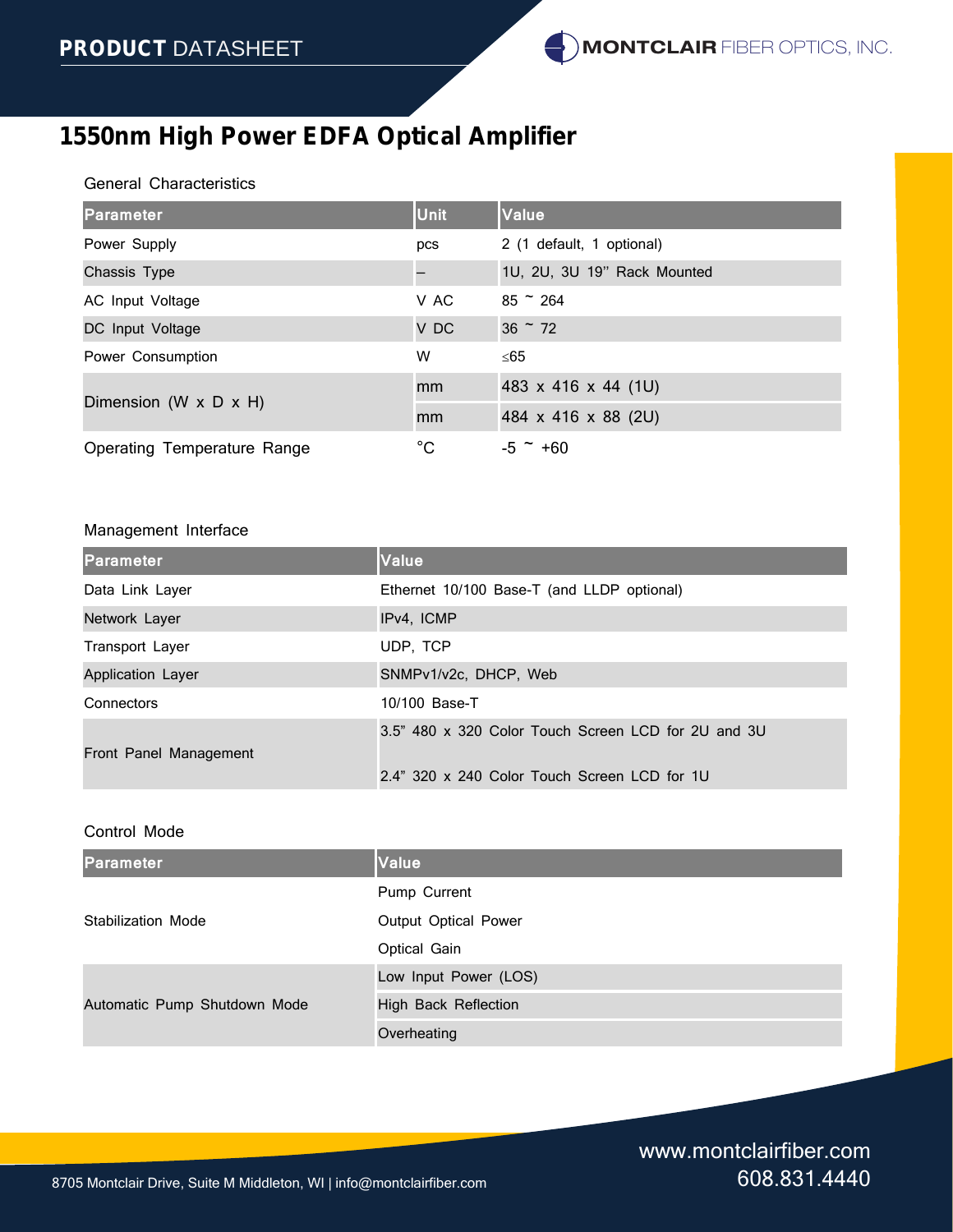# 1550nm High Power EDFA Optical Amplifier

General Characteristics

| Parameter | Unit | Value |
|---|---|---|
| Power Supply | pcs | 2 (1 default, 1 optional) |
| Chassis Type | – | 1U, 2U, 3U 19" Rack Mounted |
| AC Input Voltage | V AC | 85 ~ 264 |
| DC Input Voltage | V DC | 36 ~ 72 |
| Power Consumption | W | ≤65 |
| Dimension (W x D x H) | mm | 483 x 416 x 44 (1U) |
| | mm | 484 x 416 x 88 (2U) |
| Operating Temperature Range | °C | -5 ~ +60 |

Management Interface

| Parameter | Value |
|---|---|
| Data Link Layer | Ethernet 10/100 Base-T (and LLDP optional) |
| Network Layer | IPv4, ICMP |
| Transport Layer | UDP, TCP |
| Application Layer | SNMPv1/v2c, DHCP, Web |
| Connectors | 10/100 Base-T |
| Front Panel Management | 3.5" 480 x 320 Color Touch Screen LCD for 2U and 3U |
| | 2.4" 320 x 240 Color Touch Screen LCD for 1U |

Control Mode

| Parameter | Value |
|---|---|
| Stabilization Mode | Pump Current |
| | Output Optical Power |
| | Optical Gain |
| Automatic Pump Shutdown Mode | Low Input Power (LOS) |
| | High Back Reflection |
| | Overheating |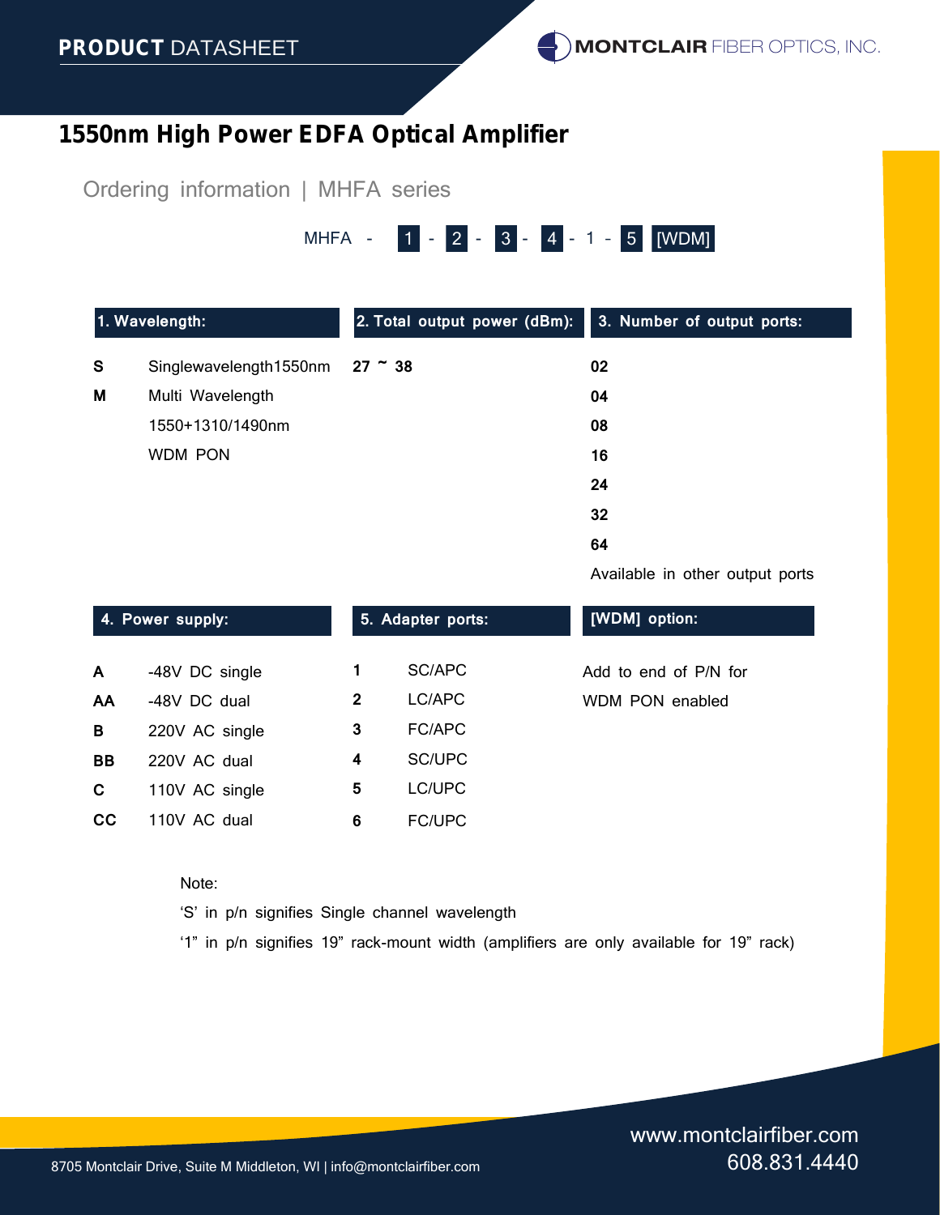# 1550nm High Power EDFA Optical Amplifier

## Ordering information | MHFA series

MHFA - 1 - 2 - 3 - 4 - 1 - 5 [WDM]

| 1. Wavelength: | | 2. Total output power (dBm): | 3. Number of output ports: |
|---|---|---|---|
| **S** | Singlewavelength1550nm | **27 ~ 38** | **02** |
| **M** | Multi Wavelength | | **04** |
| | 1550+1310/1490nm | | **08** |
| | WDM PON | | **16** |
| | | | **24** |
| | | | **32** |
| | | | **64** |
| | | | Available in other output ports |

| 4. Power supply: | | 5. Adapter ports: | | [WDM] option: |
|---|---|---|---|---|
| **A** | -48V DC single | **1** | SC/APC | Add to end of P/N for |
| **AA** | -48V DC dual | **2** | LC/APC | WDM PON enabled |
| **B** | 220V AC single | **3** | FC/APC | |
| **BB** | 220V AC dual | **4** | SC/UPC | |
| **C** | 110V AC single | **5** | LC/UPC | |
| **CC** | 110V AC dual | **6** | FC/UPC | |

Note:

'S' in p/n signifies Single channel wavelength

'1" in p/n signifies 19" rack-mount width (amplifiers are only available for 19" rack)